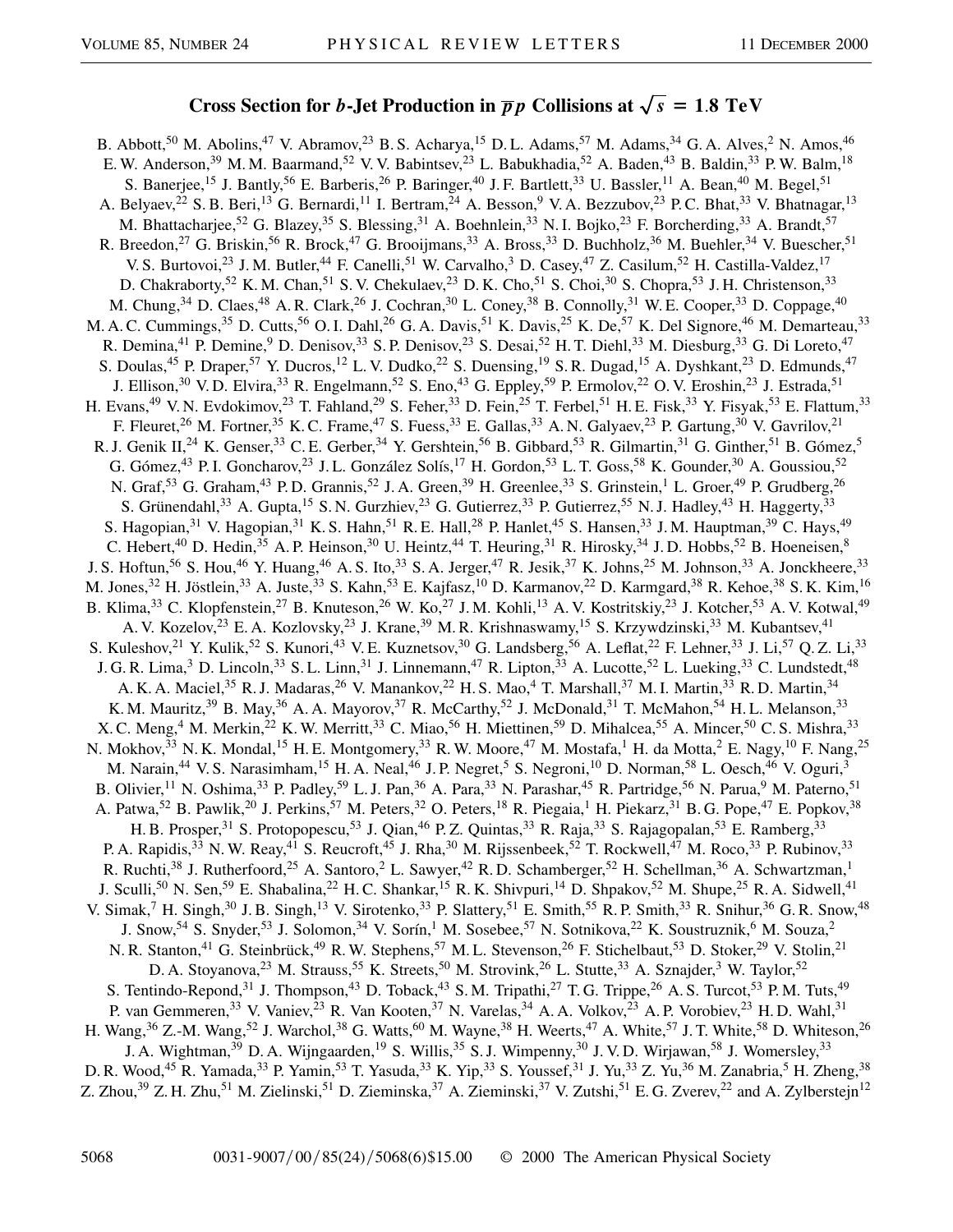# Cross Section for $b$-Jet Production in $\overline{p}p$ Collisions at $\sqrt{s} = 1.8$ TeV

B. Abbott,[50] M. Abolins,[47] V. Abramov,[23] B. S. Acharya,[15] D. L. Adams,[57] M. Adams,[34] G. A. Alves,[2] N. Amos,[46] E. W. Anderson,[39] M. M. Baarmand,[52] V. V. Babintsev,[23] L. Babukhadia,[52] A. Baden,[43] B. Baldin,[33] P. W. Balm,[18] S. Banerjee,[15] J. Bantly,[56] E. Barberis,[26] P. Baringer,[40] J. F. Bartlett,[33] U. Bassler,[11] A. Bean,[40] M. Begel,[51] A. Belyaev,[22] S. B. Beri,[13] G. Bernardi,[11] I. Bertram,[24] A. Besson,[9] V. A. Bezzubov,[23] P. C. Bhat,[33] V. Bhatnagar,[13] M. Bhattacharjee,[52] G. Blazey,[35] S. Blessing,[31] A. Boehnlein,[33] N. I. Bojko,[23] F. Borcherding,[33] A. Brandt,[57] R. Breedon,[27] G. Briskin,[56] R. Brock,[47] G. Brooijmans,[33] A. Bross,[33] D. Buchholz,[36] M. Buehler,[34] V. Buescher,[51] V. S. Burtovoi,[23] J. M. Butler,[44] F. Canelli,[51] W. Carvalho,[3] D. Casey,[47] Z. Casilum,[52] H. Castilla-Valdez,[17] D. Chakraborty,[52] K. M. Chan,[51] S. V. Chekulaev,[23] D. K. Cho,[51] S. Choi,[30] S. Chopra,[53] J. H. Christenson,[33] M. Chung,[34] D. Claes,[48] A. R. Clark,[26] J. Cochran,[30] L. Coney,[38] B. Connolly,[31] W. E. Cooper,[33] D. Coppage,[40] M. A. C. Cummings,[35] D. Cutts,[56] O. I. Dahl,[26] G. A. Davis,[51] K. Davis,[25] K. De,[57] K. Del Signore,[46] M. Demarteau,[33] R. Demina,[41] P. Demine,[9] D. Denisov,[33] S. P. Denisov,[23] S. Desai,[52] H. T. Diehl,[33] M. Diesburg,[33] G. Di Loreto,[47] S. Doulas,[45] P. Draper,[57] Y. Ducros,[12] L. V. Dudko,[22] S. Duensing,[19] S. R. Dugad,[15] A. Dyshkant,[23] D. Edmunds,[47] J. Ellison,[30] V. D. Elvira,[33] R. Engelmann,[52] S. Eno,[43] G. Eppley,[59] P. Ermolov,[22] O. V. Eroshin,[23] J. Estrada,[51] H. Evans,[49] V. N. Evdokimov,[23] T. Fahland,[29] S. Feher,[33] D. Fein,[25] T. Ferbel,[51] H. E. Fisk,[33] Y. Fisyak,[53] E. Flattum,[33] F. Fleuret,[26] M. Fortner,[35] K. C. Frame,[47] S. Fuess,[33] E. Gallas,[33] A. N. Galyaev,[23] P. Gartung,[30] V. Gavrilov,[21] R. J. Genik II,[24] K. Genser,[33] C. E. Gerber,[34] Y. Gershtein,[56] B. Gibbard,[53] R. Gilmartin,[31] G. Ginther,[51] B. Gómez,[5] G. Gómez,[43] P. I. Goncharov,[23] J. L. González Solís,[17] H. Gordon,[53] L. T. Goss,[58] K. Gounder,[30] A. Goussiou,[52] N. Graf,[53] G. Graham,[43] P. D. Grannis,[52] J. A. Green,[39] H. Greenlee,[33] S. Grinstein,[1] L. Groer,[49] P. Grudberg,[26] S. Grünendahl,[33] A. Gupta,[15] S. N. Gurzhiev,[23] G. Gutierrez,[33] P. Gutierrez,[55] N. J. Hadley,[43] H. Haggerty,[33] S. Hagopian,[31] V. Hagopian,[31] K. S. Hahn,[51] R. E. Hall,[28] P. Hanlet,[45] S. Hansen,[33] J. M. Hauptman,[39] C. Hays,[49] C. Hebert,[40] D. Hedin,[35] A. P. Heinson,[30] U. Heintz,[44] T. Heuring,[31] R. Hirosky,[34] J. D. Hobbs,[52] B. Hoeneisen,[8] J. S. Hoftun,[56] S. Hou,[46] Y. Huang,[46] A. S. Ito,[33] S. A. Jerger,[47] R. Jesik,[37] K. Johns,[25] M. Johnson,[33] A. Jonckheere,[33] M. Jones,[32] H. Jöstlein,[33] A. Juste,[33] S. Kahn,[53] E. Kajfasz,[10] D. Karmanov,[22] D. Karmgard,[38] R. Kehoe,[38] S. K. Kim,[16] B. Klima,[33] C. Klopfenstein,[27] B. Knuteson,[26] W. Ko,[27] J. M. Kohli,[13] A. V. Kostritskiy,[23] J. Kotcher,[53] A. V. Kotwal,[49] A. V. Kozelov,[23] E. A. Kozlovsky,[23] J. Krane,[39] M. R. Krishnaswamy,[15] S. Krzywdzinski,[33] M. Kubantsev,[41] S. Kuleshov,[21] Y. Kulik,[52] S. Kunori,[43] V. E. Kuznetsov,[30] G. Landsberg,[56] A. Leflat,[22] F. Lehner,[33] J. Li,[57] Q. Z. Li,[33] J. G. R. Lima,[3] D. Lincoln,[33] S. L. Linn,[31] J. Linnemann,[47] R. Lipton,[33] A. Lucotte,[52] L. Lueking,[33] C. Lundstedt,[48] A. K. A. Maciel,[35] R. J. Madaras,[26] V. Manankov,[22] H. S. Mao,[4] T. Marshall,[37] M. I. Martin,[33] R. D. Martin,[34] K. M. Mauritz,[39] B. May,[36] A. A. Mayorov,[37] R. McCarthy,[52] J. McDonald,[31] T. McMahon,[54] H. L. Melanson,[33] X. C. Meng,[4] M. Merkin,[22] K. W. Merritt,[33] C. Miao,[56] H. Miettinen,[59] D. Mihalcea,[55] A. Mincer,[50] C. S. Mishra,[33] N. Mokhov,[33] N. K. Mondal,[15] H. E. Montgomery,[33] R. W. Moore,[47] M. Mostafa,[1] H. da Motta,[2] E. Nagy,[10] F. Nang,[25] M. Narain,[44] V. S. Narasimham,[15] H. A. Neal,[46] J. P. Negret,[5] S. Negroni,[10] D. Norman,[58] L. Oesch,[46] V. Oguri,[3] B. Olivier,[11] N. Oshima,[33] P. Padley,[59] L. J. Pan,[36] A. Para,[33] N. Parashar,[45] R. Partridge,[56] N. Parua,[9] M. Paterno,[51] A. Patwa,[52] B. Pawlik,[20] J. Perkins,[57] M. Peters,[32] O. Peters,[18] R. Piegaia,[1] H. Piekarz,[31] B. G. Pope,[47] E. Popkov,[38] H. B. Prosper,[31] S. Protopopescu,[53] J. Qian,[46] P. Z. Quintas,[33] R. Raja,[33] S. Rajagopalan,[53] E. Ramberg,[33] P. A. Rapidis,[33] N. W. Reay,[41] S. Reucroft,[45] J. Rha,[30] M. Rijssenbeek,[52] T. Rockwell,[47] M. Roco,[33] P. Rubinov,[33] R. Ruchti,[38] J. Rutherfoord,[25] A. Santoro,[2] L. Sawyer,[42] R. D. Schamberger,[52] H. Schellman,[36] A. Schwartzman,[1] J. Sculli,[50] N. Sen,[59] E. Shabalina,[22] H. C. Shankar,[15] R. K. Shivpuri,[14] D. Shpakov,[52] M. Shupe,[25] R. A. Sidwell,[41] V. Simak,[7] H. Singh,[30] J. B. Singh,[13] V. Sirotenko,[33] P. Slattery,[51] E. Smith,[55] R. P. Smith,[33] R. Snihur,[36] G. R. Snow,[48] J. Snow,[54] S. Snyder,[53] J. Solomon,[34] V. Sorín,[1] M. Sosebee,[57] N. Sotnikova,[22] K. Soustruznik,[6] M. Souza,[2] N. R. Stanton,[41] G. Steinbrück,[49] R. W. Stephens,[57] M. L. Stevenson,[26] F. Stichelbaut,[53] D. Stoker,[29] V. Stolin,[21] D. A. Stoyanova,[23] M. Strauss,[55] K. Streets,[50] M. Strovink,[26] L. Stutte,[33] A. Sznajder,[3] W. Taylor,[52] S. Tentindo-Repond,[31] J. Thompson,[43] D. Toback,[43] S. M. Tripathi,[27] T. G. Trippe,[26] A. S. Turcot,[53] P. M. Tuts,[49] P. van Gemmeren,[33] V. Vaniev,[23] R. Van Kooten,[37] N. Varelas,[34] A. A. Volkov,[23] A. P. Vorobiev,[23] H. D. Wahl,[31] H. Wang,[36] Z.-M. Wang,[52] J. Warchol,[38] G. Watts,[60] M. Wayne,[38] H. Weerts,[47] A. White,[57] J. T. White,[58] D. Whiteson,[26] J. A. Wightman,[39] D. A. Wijngaarden,[19] S. Willis,[35] S. J. Wimpenny,[30] J. V. D. Wirjawan,[58] J. Womersley,[33] D. R. Wood,[45] R. Yamada,[33] P. Yamin,[53] T. Yasuda,[33] K. Yip,[33] S. Youssef,[31] J. Yu,[33] Z. Yu,[36] M. Zanabria,[5] H. Zheng,[38] Z. Zhou,[39] Z. H. Zhu,[51] M. Zielinski,[51] D. Zieminska,[37] A. Zieminski,[37] V. Zutshi,[51] E. G. Zverev,[22] and A. Zylberstejn[12]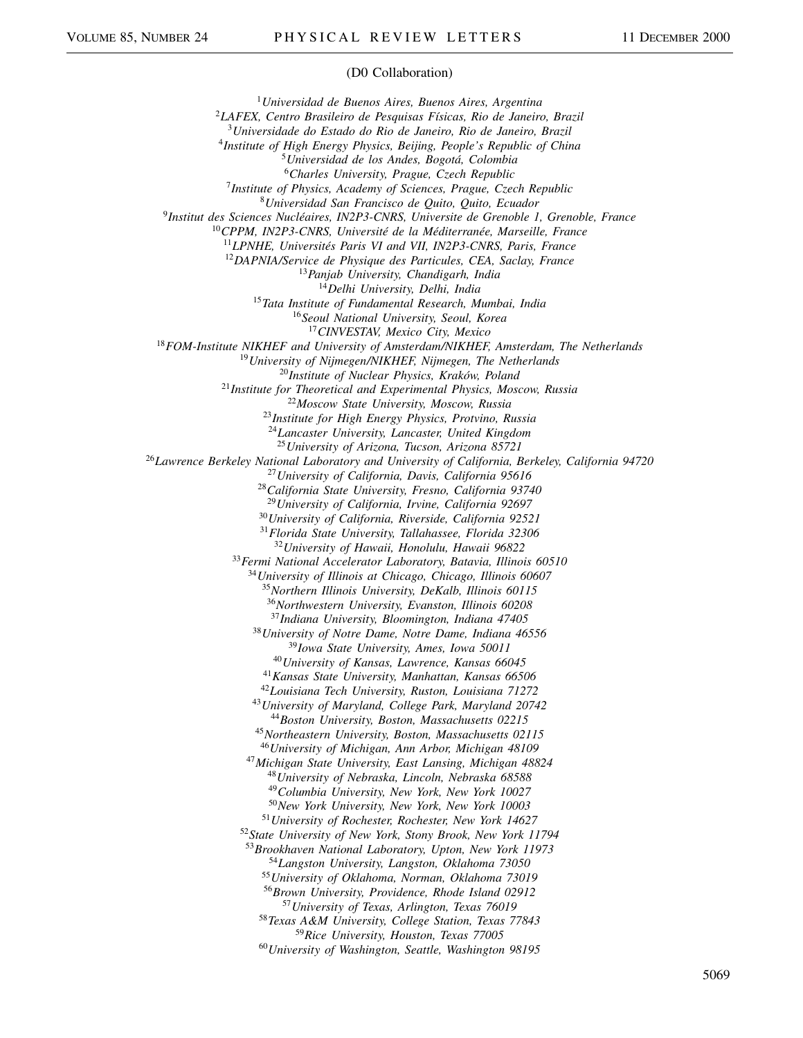(D0 Collaboration)

[1]*Universidad de Buenos Aires, Buenos Aires, Argentina*
[2]*LAFEX, Centro Brasileiro de Pesquisas Físicas, Rio de Janeiro, Brazil*
[3]*Universidade do Estado do Rio de Janeiro, Rio de Janeiro, Brazil*
[4]*Institute of High Energy Physics, Beijing, People's Republic of China*
[5]*Universidad de los Andes, Bogotá, Colombia*
[6]*Charles University, Prague, Czech Republic*
[7]*Institute of Physics, Academy of Sciences, Prague, Czech Republic*
[8]*Universidad San Francisco de Quito, Quito, Ecuador*
[9]*Institut des Sciences Nucléaires, IN2P3-CNRS, Universite de Grenoble 1, Grenoble, France*
[10]*CPPM, IN2P3-CNRS, Université de la Méditerranée, Marseille, France*
[11]*LPNHE, Universités Paris VI and VII, IN2P3-CNRS, Paris, France*
[12]*DAPNIA/Service de Physique des Particules, CEA, Saclay, France*
[13]*Panjab University, Chandigarh, India*
[14]*Delhi University, Delhi, India*
[15]*Tata Institute of Fundamental Research, Mumbai, India*
[16]*Seoul National University, Seoul, Korea*
[17]*CINVESTAV, Mexico City, Mexico*
[18]*FOM-Institute NIKHEF and University of Amsterdam/NIKHEF, Amsterdam, The Netherlands*
[19]*University of Nijmegen/NIKHEF, Nijmegen, The Netherlands*
[20]*Institute of Nuclear Physics, Kraków, Poland*
[21]*Institute for Theoretical and Experimental Physics, Moscow, Russia*
[22]*Moscow State University, Moscow, Russia*
[23]*Institute for High Energy Physics, Protvino, Russia*
[24]*Lancaster University, Lancaster, United Kingdom*
[25]*University of Arizona, Tucson, Arizona 85721*
[26]*Lawrence Berkeley National Laboratory and University of California, Berkeley, California 94720*
[27]*University of California, Davis, California 95616*
[28]*California State University, Fresno, California 93740*
[29]*University of California, Irvine, California 92697*
[30]*University of California, Riverside, California 92521*
[31]*Florida State University, Tallahassee, Florida 32306*
[32]*University of Hawaii, Honolulu, Hawaii 96822*
[33]*Fermi National Accelerator Laboratory, Batavia, Illinois 60510*
[34]*University of Illinois at Chicago, Chicago, Illinois 60607*
[35]*Northern Illinois University, DeKalb, Illinois 60115*
[36]*Northwestern University, Evanston, Illinois 60208*
[37]*Indiana University, Bloomington, Indiana 47405*
[38]*University of Notre Dame, Notre Dame, Indiana 46556*
[39]*Iowa State University, Ames, Iowa 50011*
[40]*University of Kansas, Lawrence, Kansas 66045*
[41]*Kansas State University, Manhattan, Kansas 66506*
[42]*Louisiana Tech University, Ruston, Louisiana 71272*
[43]*University of Maryland, College Park, Maryland 20742*
[44]*Boston University, Boston, Massachusetts 02215*
[45]*Northeastern University, Boston, Massachusetts 02115*
[46]*University of Michigan, Ann Arbor, Michigan 48109*
[47]*Michigan State University, East Lansing, Michigan 48824*
[48]*University of Nebraska, Lincoln, Nebraska 68588*
[49]*Columbia University, New York, New York 10027*
[50]*New York University, New York, New York 10003*
[51]*University of Rochester, Rochester, New York 14627*
[52]*State University of New York, Stony Brook, New York 11794*
[53]*Brookhaven National Laboratory, Upton, New York 11973*
[54]*Langston University, Langston, Oklahoma 73050*
[55]*University of Oklahoma, Norman, Oklahoma 73019*
[56]*Brown University, Providence, Rhode Island 02912*
[57]*University of Texas, Arlington, Texas 76019*
[58]*Texas A&M University, College Station, Texas 77843*
[59]*Rice University, Houston, Texas 77005*
[60]*University of Washington, Seattle, Washington 98195*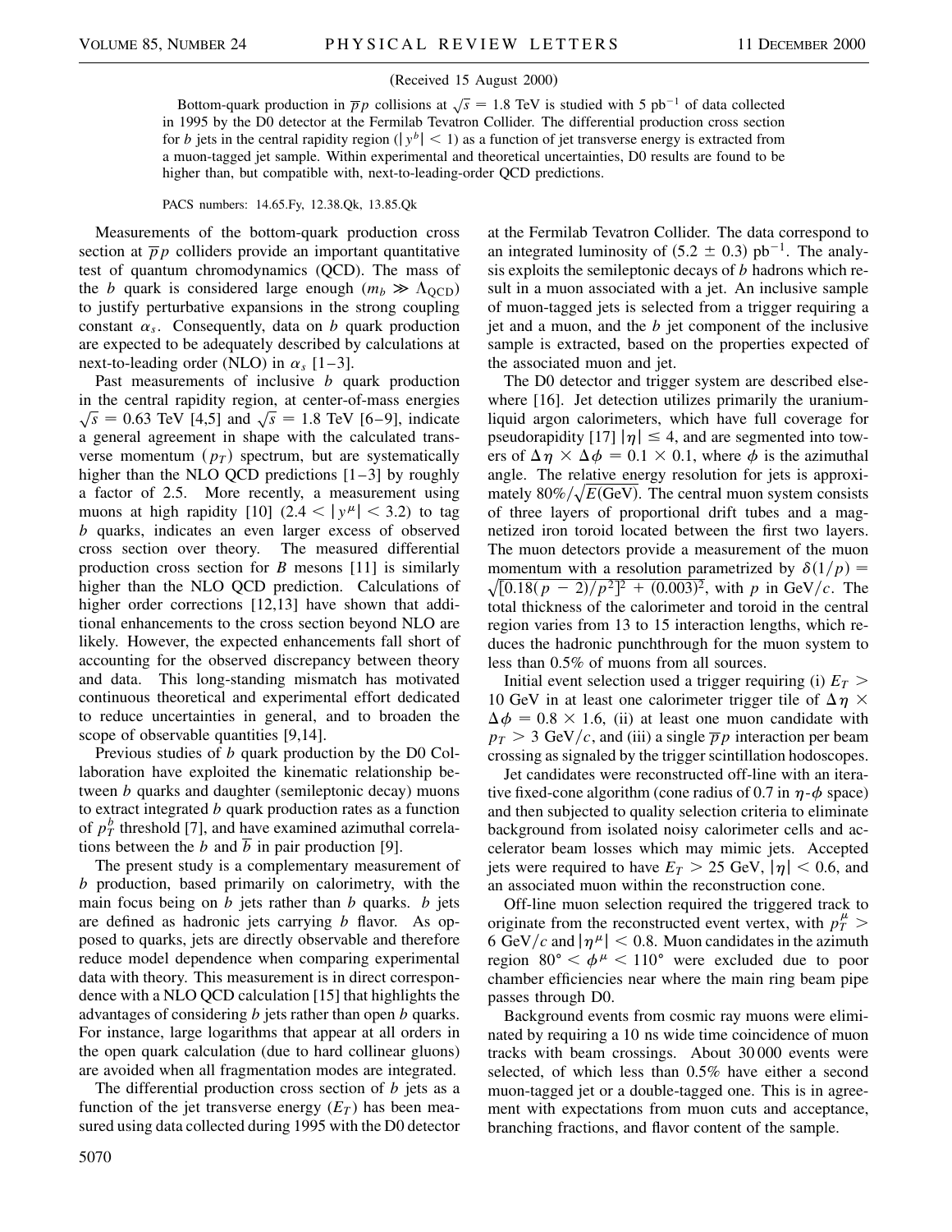(Received 15 August 2000)

Bottom-quark production in $\overline{p}p$ collisions at $\sqrt{s} = 1.8$ TeV is studied with 5 pb$^{-1}$ of data collected in 1995 by the D0 detector at the Fermilab Tevatron Collider. The differential production cross section for $b$ jets in the central rapidity region ($|y^b| < 1$) as a function of jet transverse energy is extracted from a muon-tagged jet sample. Within experimental and theoretical uncertainties, D0 results are found to be higher than, but compatible with, next-to-leading-order QCD predictions.

PACS numbers: 14.65.Fy, 12.38.Qk, 13.85.Qk

Measurements of the bottom-quark production cross section at $\overline{p}p$ colliders provide an important quantitative test of quantum chromodynamics (QCD). The mass of the $b$ quark is considered large enough ($m_b \gg \Lambda_{\rm QCD}$) to justify perturbative expansions in the strong coupling constant $\alpha_s$. Consequently, data on $b$ quark production are expected to be adequately described by calculations at next-to-leading order (NLO) in $\alpha_s$ [1–3].

Past measurements of inclusive $b$ quark production in the central rapidity region, at center-of-mass energies $\sqrt{s} = 0.63$ TeV [4,5] and $\sqrt{s} = 1.8$ TeV [6–9], indicate a general agreement in shape with the calculated transverse momentum ($p_T$) spectrum, but are systematically higher than the NLO QCD predictions [1–3] by roughly a factor of 2.5. More recently, a measurement using muons at high rapidity [10] ($2.4 < |y^\mu| < 3.2$) to tag $b$ quarks, indicates an even larger excess of observed cross section over theory. The measured differential production cross section for $B$ mesons [11] is similarly higher than the NLO QCD prediction. Calculations of higher order corrections [12,13] have shown that additional enhancements to the cross section beyond NLO are likely. However, the expected enhancements fall short of accounting for the observed discrepancy between theory and data. This long-standing mismatch has motivated continuous theoretical and experimental effort dedicated to reduce uncertainties in general, and to broaden the scope of observable quantities [9,14].

Previous studies of $b$ quark production by the D0 Collaboration have exploited the kinematic relationship between $b$ quarks and daughter (semileptonic decay) muons to extract integrated $b$ quark production rates as a function of $p_T^b$ threshold [7], and have examined azimuthal correlations between the $b$ and $\overline{b}$ in pair production [9].

The present study is a complementary measurement of $b$ production, based primarily on calorimetry, with the main focus being on $b$ jets rather than $b$ quarks. $b$ jets are defined as hadronic jets carrying $b$ flavor. As opposed to quarks, jets are directly observable and therefore reduce model dependence when comparing experimental data with theory. This measurement is in direct correspondence with a NLO QCD calculation [15] that highlights the advantages of considering $b$ jets rather than open $b$ quarks. For instance, large logarithms that appear at all orders in the open quark calculation (due to hard collinear gluons) are avoided when all fragmentation modes are integrated.

The differential production cross section of $b$ jets as a function of the jet transverse energy ($E_T$) has been measured using data collected during 1995 with the D0 detector at the Fermilab Tevatron Collider. The data correspond to an integrated luminosity of $(5.2 \pm 0.3)$ pb$^{-1}$. The analysis exploits the semileptonic decays of $b$ hadrons which result in a muon associated with a jet. An inclusive sample of muon-tagged jets is selected from a trigger requiring a jet and a muon, and the $b$ jet component of the inclusive sample is extracted, based on the properties expected of the associated muon and jet.

The D0 detector and trigger system are described elsewhere [16]. Jet detection utilizes primarily the uranium-liquid argon calorimeters, which have full coverage for pseudorapidity [17] $|\eta| \leq 4$, and are segmented into towers of $\Delta\eta \times \Delta\phi = 0.1 \times 0.1$, where $\phi$ is the azimuthal angle. The relative energy resolution for jets is approximately $80\%/\sqrt{E(\text{GeV})}$. The central muon system consists of three layers of proportional drift tubes and a magnetized iron toroid located between the first two layers. The muon detectors provide a measurement of the muon momentum with a resolution parametrized by $\delta(1/p) = \sqrt{[0.18(p-2)/p^2]^2 + (0.003)^2}$, with $p$ in GeV/$c$. The total thickness of the calorimeter and toroid in the central region varies from 13 to 15 interaction lengths, which reduces the hadronic punchthrough for the muon system to less than 0.5% of muons from all sources.

Initial event selection used a trigger requiring (i) $E_T > 10$ GeV in at least one calorimeter trigger tile of $\Delta\eta \times \Delta\phi = 0.8 \times 1.6$, (ii) at least one muon candidate with $p_T > 3$ GeV/$c$, and (iii) a single $\overline{p}p$ interaction per beam crossing as signaled by the trigger scintillation hodoscopes.

Jet candidates were reconstructed off-line with an iterative fixed-cone algorithm (cone radius of 0.7 in $\eta$-$\phi$ space) and then subjected to quality selection criteria to eliminate background from isolated noisy calorimeter cells and accelerator beam losses which may mimic jets. Accepted jets were required to have $E_T > 25$ GeV, $|\eta| < 0.6$, and an associated muon within the reconstruction cone.

Off-line muon selection required the triggered track to originate from the reconstructed event vertex, with $p_T^\mu > 6$ GeV/$c$ and $|\eta^\mu| < 0.8$. Muon candidates in the azimuth region $80° < \phi^\mu < 110°$ were excluded due to poor chamber efficiencies near where the main ring beam pipe passes through D0.

Background events from cosmic ray muons were eliminated by requiring a 10 ns wide time coincidence of muon tracks with beam crossings. About 30 000 events were selected, of which less than 0.5% have either a second muon-tagged jet or a double-tagged one. This is in agreement with expectations from muon cuts and acceptance, branching fractions, and flavor content of the sample.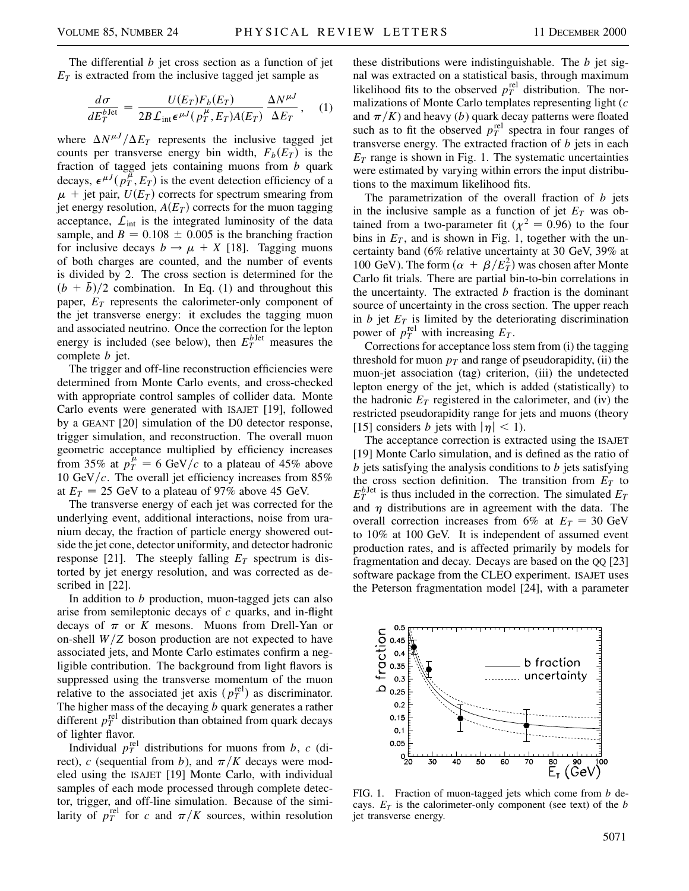The differential $b$ jet cross section as a function of jet $E_T$ is extracted from the inclusive tagged jet sample as

$$\frac{d\sigma}{dE_T^{b\mathrm{Jet}}} = \frac{U(E_T)F_b(E_T)}{2B\mathcal{L}_{\mathrm{int}}\epsilon^{\mu J}(p_T^\mu, E_T)A(E_T)} \frac{\Delta N^{\mu J}}{\Delta E_T}, \quad (1)$$

where $\Delta N^{\mu J}/\Delta E_T$ represents the inclusive tagged jet counts per transverse energy bin width, $F_b(E_T)$ is the fraction of tagged jets containing muons from $b$ quark decays, $\epsilon^{\mu J}(p_T^\mu, E_T)$ is the event detection efficiency of a $\mu$ + jet pair, $U(E_T)$ corrects for spectrum smearing from jet energy resolution, $A(E_T)$ corrects for the muon tagging acceptance, $\mathcal{L}_{\mathrm{int}}$ is the integrated luminosity of the data sample, and $B = 0.108 \pm 0.005$ is the branching fraction for inclusive decays $b \to \mu + X$ [18]. Tagging muons of both charges are counted, and the number of events is divided by 2. The cross section is determined for the $(b + \bar{b})/2$ combination. In Eq. (1) and throughout this paper, $E_T$ represents the calorimeter-only component of the jet transverse energy: it excludes the tagging muon and associated neutrino. Once the correction for the lepton energy is included (see below), then $E_T^{b\mathrm{Jet}}$ measures the complete $b$ jet.

The trigger and off-line reconstruction efficiencies were determined from Monte Carlo events, and cross-checked with appropriate control samples of collider data. Monte Carlo events were generated with ISAJET [19], followed by a GEANT [20] simulation of the D0 detector response, trigger simulation, and reconstruction. The overall muon geometric acceptance multiplied by efficiency increases from 35% at $p_T^\mu = 6$ GeV/$c$ to a plateau of 45% above 10 GeV/$c$. The overall jet efficiency increases from 85% at $E_T = 25$ GeV to a plateau of 97% above 45 GeV.

The transverse energy of each jet was corrected for the underlying event, additional interactions, noise from uranium decay, the fraction of particle energy showered outside the jet cone, detector uniformity, and detector hadronic response [21]. The steeply falling $E_T$ spectrum is distorted by jet energy resolution, and was corrected as described in [22].

In addition to $b$ production, muon-tagged jets can also arise from semileptonic decays of $c$ quarks, and in-flight decays of $\pi$ or $K$ mesons. Muons from Drell-Yan or on-shell $W/Z$ boson production are not expected to have associated jets, and Monte Carlo estimates confirm a negligible contribution. The background from light flavors is suppressed using the transverse momentum of the muon relative to the associated jet axis ($p_T^{\mathrm{rel}}$) as discriminator. The higher mass of the decaying $b$ quark generates a rather different $p_T^{\mathrm{rel}}$ distribution than obtained from quark decays of lighter flavor.

Individual $p_T^{\mathrm{rel}}$ distributions for muons from $b$, $c$ (direct), $c$ (sequential from $b$), and $\pi/K$ decays were modeled using the ISAJET [19] Monte Carlo, with individual samples of each mode processed through complete detector, trigger, and off-line simulation. Because of the similarity of $p_T^{\mathrm{rel}}$ for $c$ and $\pi/K$ sources, within resolution these distributions were indistinguishable. The $b$ jet signal was extracted on a statistical basis, through maximum likelihood fits to the observed $p_T^{\mathrm{rel}}$ distribution. The normalizations of Monte Carlo templates representing light ($c$ and $\pi/K$) and heavy ($b$) quark decay patterns were floated such as to fit the observed $p_T^{\mathrm{rel}}$ spectra in four ranges of transverse energy. The extracted fraction of $b$ jets in each $E_T$ range is shown in Fig. 1. The systematic uncertainties were estimated by varying within errors the input distributions to the maximum likelihood fits.

The parametrization of the overall fraction of $b$ jets in the inclusive sample as a function of jet $E_T$ was obtained from a two-parameter fit ($\chi^2 = 0.96$) to the four bins in $E_T$, and is shown in Fig. 1, together with the uncertainty band (6% relative uncertainty at 30 GeV, 39% at 100 GeV). The form $(\alpha + \beta/E_T^2)$ was chosen after Monte Carlo fit trials. There are partial bin-to-bin correlations in the uncertainty. The extracted $b$ fraction is the dominant source of uncertainty in the cross section. The upper reach in $b$ jet $E_T$ is limited by the deteriorating discrimination power of $p_T^{\mathrm{rel}}$ with increasing $E_T$.

Corrections for acceptance loss stem from (i) the tagging threshold for muon $p_T$ and range of pseudorapidity, (ii) the muon-jet association (tag) criterion, (iii) the undetected lepton energy of the jet, which is added (statistically) to the hadronic $E_T$ registered in the calorimeter, and (iv) the restricted pseudorapidity range for jets and muons (theory [15] considers $b$ jets with $|\eta| < 1$).

The acceptance correction is extracted using the ISAJET [19] Monte Carlo simulation, and is defined as the ratio of $b$ jets satisfying the analysis conditions to $b$ jets satisfying the cross section definition. The transition from $E_T$ to $E_T^{b\mathrm{Jet}}$ is thus included in the correction. The simulated $E_T$ and $\eta$ distributions are in agreement with the data. The overall correction increases from 6% at $E_T = 30$ GeV to 10% at 100 GeV. It is independent of assumed event production rates, and is affected primarily by models for fragmentation and decay. Decays are based on the QQ [23] software package from the CLEO experiment. ISAJET uses the Peterson fragmentation model [24], with a parameter

FIG. 1. Fraction of muon-tagged jets which come from $b$ decays. $E_T$ is the calorimeter-only component (see text) of the $b$ jet transverse energy.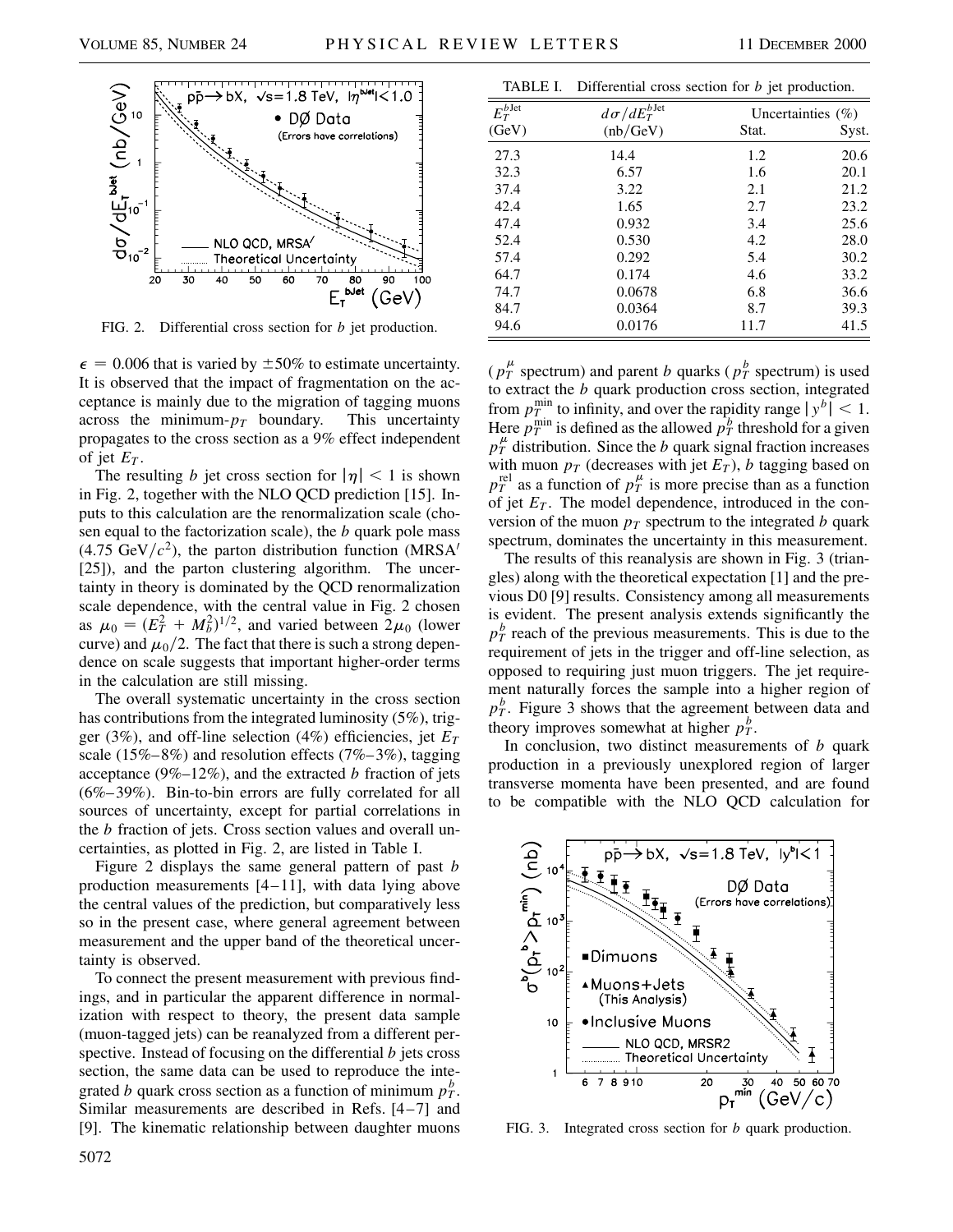FIG. 2. Differential cross section for $b$ jet production.

| $E_T^{b\text{Jet}}$ (GeV) | $d\sigma/dE_T^{b\text{Jet}}$ (nb/GeV) | Uncertainties (%) Stat. | Syst. |
|---|---|---|---|
| 27.3 | 14.4 | 1.2 | 20.6 |
| 32.3 | 6.57 | 1.6 | 20.1 |
| 37.4 | 3.22 | 2.1 | 21.2 |
| 42.4 | 1.65 | 2.7 | 23.2 |
| 47.4 | 0.932 | 3.4 | 25.6 |
| 52.4 | 0.530 | 4.2 | 28.0 |
| 57.4 | 0.292 | 5.4 | 30.2 |
| 64.7 | 0.174 | 4.6 | 33.2 |
| 74.7 | 0.0678 | 6.8 | 36.6 |
| 84.7 | 0.0364 | 8.7 | 39.3 |
| 94.6 | 0.0176 | 11.7 | 41.5 |

TABLE I. Differential cross section for $b$ jet production.

$\epsilon = 0.006$ that is varied by $\pm 50\%$ to estimate uncertainty. It is observed that the impact of fragmentation on the acceptance is mainly due to the migration of tagging muons across the minimum-$p_T$ boundary. This uncertainty propagates to the cross section as a 9% effect independent of jet $E_T$.

The resulting $b$ jet cross section for $|\eta| < 1$ is shown in Fig. 2, together with the NLO QCD prediction [15]. Inputs to this calculation are the renormalization scale (chosen equal to the factorization scale), the $b$ quark pole mass (4.75 GeV/$c^2$), the parton distribution function (MRSA$'$ [25]), and the parton clustering algorithm. The uncertainty in theory is dominated by the QCD renormalization scale dependence, with the central value in Fig. 2 chosen as $\mu_0 = (E_T^2 + M_b^2)^{1/2}$, and varied between $2\mu_0$ (lower curve) and $\mu_0/2$. The fact that there is such a strong dependence on scale suggests that important higher-order terms in the calculation are still missing.

The overall systematic uncertainty in the cross section has contributions from the integrated luminosity (5%), trigger (3%), and off-line selection (4%) efficiencies, jet $E_T$ scale (15%–8%) and resolution effects (7%–3%), tagging acceptance (9%–12%), and the extracted $b$ fraction of jets (6%–39%). Bin-to-bin errors are fully correlated for all sources of uncertainty, except for partial correlations in the $b$ fraction of jets. Cross section values and overall uncertainties, as plotted in Fig. 2, are listed in Table I.

Figure 2 displays the same general pattern of past $b$ production measurements [4–11], with data lying above the central values of the prediction, but comparatively less so in the present case, where general agreement between measurement and the upper band of the theoretical uncertainty is observed.

To connect the present measurement with previous findings, and in particular the apparent difference in normalization with respect to theory, the present data sample (muon-tagged jets) can be reanalyzed from a different perspective. Instead of focusing on the differential $b$ jets cross section, the same data can be used to reproduce the integrated $b$ quark cross section as a function of minimum $p_T^b$. Similar measurements are described in Refs. [4–7] and [9]. The kinematic relationship between daughter muons ($p_T^\mu$ spectrum) and parent $b$ quarks ($p_T^b$ spectrum) is used to extract the $b$ quark production cross section, integrated from $p_T^{\min}$ to infinity, and over the rapidity range $|y^b| < 1$. Here $p_T^{\min}$ is defined as the allowed $p_T^b$ threshold for a given $p_T^\mu$ distribution. Since the $b$ quark signal fraction increases with muon $p_T$ (decreases with jet $E_T$), $b$ tagging based on $p_T^{\text{rel}}$ as a function of $p_T^\mu$ is more precise than as a function of jet $E_T$. The model dependence, introduced in the conversion of the muon $p_T$ spectrum to the integrated $b$ quark spectrum, dominates the uncertainty in this measurement.

The results of this reanalysis are shown in Fig. 3 (triangles) along with the theoretical expectation [1] and the previous D0 [9] results. Consistency among all measurements is evident. The present analysis extends significantly the $p_T^b$ reach of the previous measurements. This is due to the requirement of jets in the trigger and off-line selection, as opposed to requiring just muon triggers. The jet requirement naturally forces the sample into a higher region of $p_T^b$. Figure 3 shows that the agreement between data and theory improves somewhat at higher $p_T^b$.

In conclusion, two distinct measurements of $b$ quark production in a previously unexplored region of larger transverse momenta have been presented, and are found to be compatible with the NLO QCD calculation for

FIG. 3. Integrated cross section for $b$ quark production.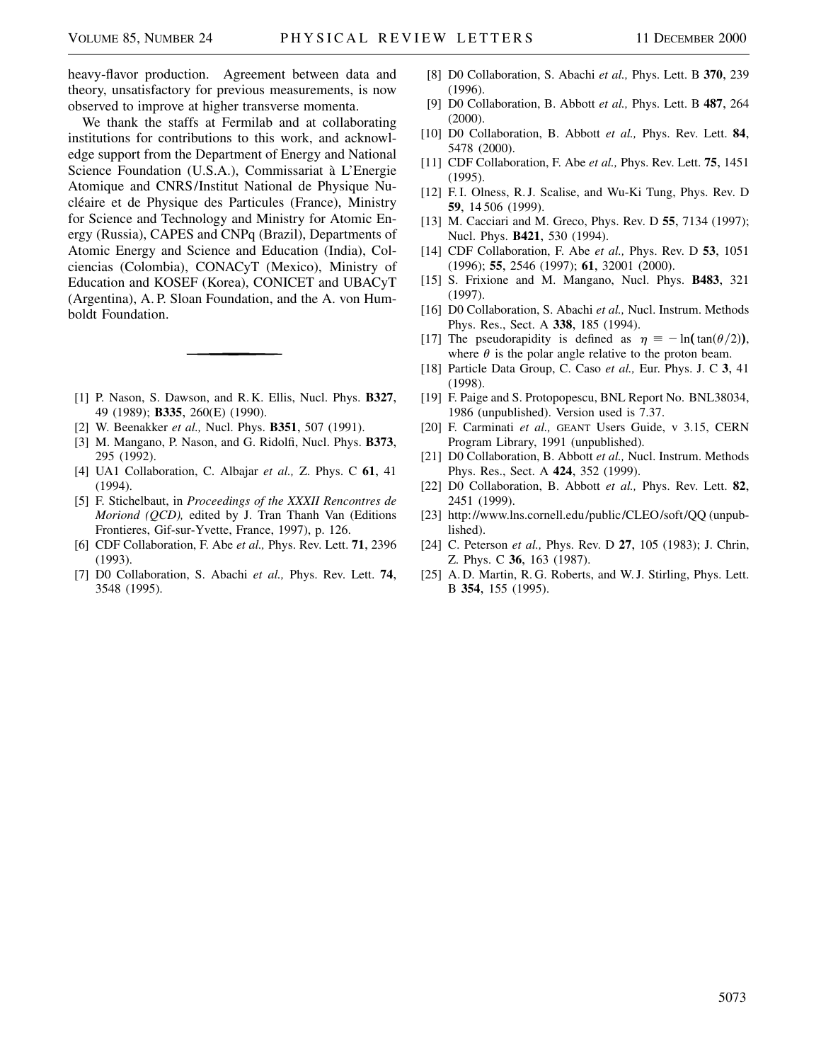heavy-flavor production. Agreement between data and theory, unsatisfactory for previous measurements, is now observed to improve at higher transverse momenta.

We thank the staffs at Fermilab and at collaborating institutions for contributions to this work, and acknowledge support from the Department of Energy and National Science Foundation (U.S.A.), Commissariat à L'Energie Atomique and CNRS/Institut National de Physique Nucléaire et de Physique des Particules (France), Ministry for Science and Technology and Ministry for Atomic Energy (Russia), CAPES and CNPq (Brazil), Departments of Atomic Energy and Science and Education (India), Colciencias (Colombia), CONACyT (Mexico), Ministry of Education and KOSEF (Korea), CONICET and UBACyT (Argentina), A. P. Sloan Foundation, and the A. von Humboldt Foundation.

---

[1] P. Nason, S. Dawson, and R. K. Ellis, Nucl. Phys. **B327**, 49 (1989); **B335**, 260(E) (1990).

[2] W. Beenakker *et al.,* Nucl. Phys. **B351**, 507 (1991).

[3] M. Mangano, P. Nason, and G. Ridolfi, Nucl. Phys. **B373**, 295 (1992).

[4] UA1 Collaboration, C. Albajar *et al.,* Z. Phys. C **61**, 41 (1994).

[5] F. Stichelbaut, in *Proceedings of the XXXII Rencontres de Moriond (QCD),* edited by J. Tran Thanh Van (Editions Frontieres, Gif-sur-Yvette, France, 1997), p. 126.

[6] CDF Collaboration, F. Abe *et al.,* Phys. Rev. Lett. **71**, 2396 (1993).

[7] D0 Collaboration, S. Abachi *et al.,* Phys. Rev. Lett. **74**, 3548 (1995).

[8] D0 Collaboration, S. Abachi *et al.,* Phys. Lett. B **370**, 239 (1996).

[9] D0 Collaboration, B. Abbott *et al.,* Phys. Lett. B **487**, 264 (2000).

[10] D0 Collaboration, B. Abbott *et al.,* Phys. Rev. Lett. **84**, 5478 (2000).

[11] CDF Collaboration, F. Abe *et al.,* Phys. Rev. Lett. **75**, 1451 (1995).

[12] F. I. Olness, R. J. Scalise, and Wu-Ki Tung, Phys. Rev. D **59**, 14 506 (1999).

[13] M. Cacciari and M. Greco, Phys. Rev. D **55**, 7134 (1997); Nucl. Phys. **B421**, 530 (1994).

[14] CDF Collaboration, F. Abe *et al.,* Phys. Rev. D **53**, 1051 (1996); **55**, 2546 (1997); **61**, 32001 (2000).

[15] S. Frixione and M. Mangano, Nucl. Phys. **B483**, 321 (1997).

[16] D0 Collaboration, S. Abachi *et al.,* Nucl. Instrum. Methods Phys. Res., Sect. A **338**, 185 (1994).

[17] The pseudorapidity is defined as $\eta \equiv -\ln(\tan(\theta/2))$, where $\theta$ is the polar angle relative to the proton beam.

[18] Particle Data Group, C. Caso *et al.,* Eur. Phys. J. C **3**, 41 (1998).

[19] F. Paige and S. Protopopescu, BNL Report No. BNL38034, 1986 (unpublished). Version used is 7.37.

[20] F. Carminati *et al.,* GEANT Users Guide, v 3.15, CERN Program Library, 1991 (unpublished).

[21] D0 Collaboration, B. Abbott *et al.,* Nucl. Instrum. Methods Phys. Res., Sect. A **424**, 352 (1999).

[22] D0 Collaboration, B. Abbott *et al.,* Phys. Rev. Lett. **82**, 2451 (1999).

[23] http://www.lns.cornell.edu/public/CLEO/soft/QQ (unpublished).

[24] C. Peterson *et al.,* Phys. Rev. D **27**, 105 (1983); J. Chrin, Z. Phys. C **36**, 163 (1987).

[25] A. D. Martin, R. G. Roberts, and W. J. Stirling, Phys. Lett. B **354**, 155 (1995).